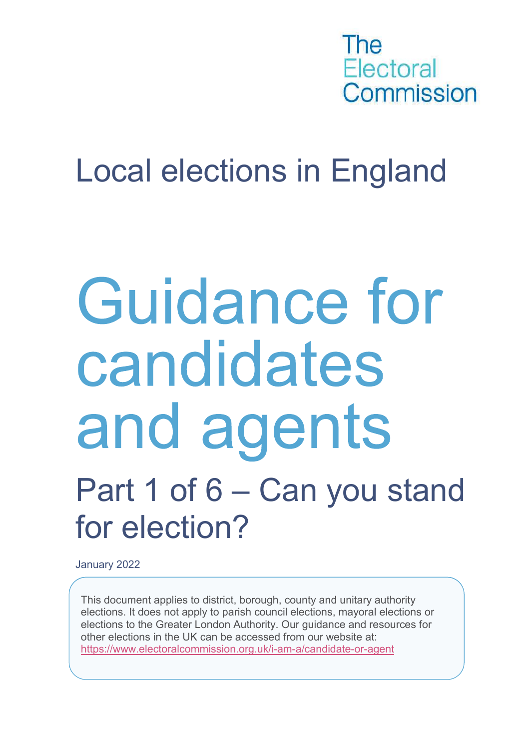The Electoral Commission

# Local elections in England

# Guidance for candidates and agents

## Part 1 of 6 – Can you stand for election?

January 2022

This document applies to district, borough, county and unitary authority elections. It does not apply to parish council elections, mayoral elections or elections to the Greater London Authority. Our guidance and resources for other elections in the UK can be accessed from our website at: https://www.electoralcommission.org.uk/i-am-a/candidate-or-agent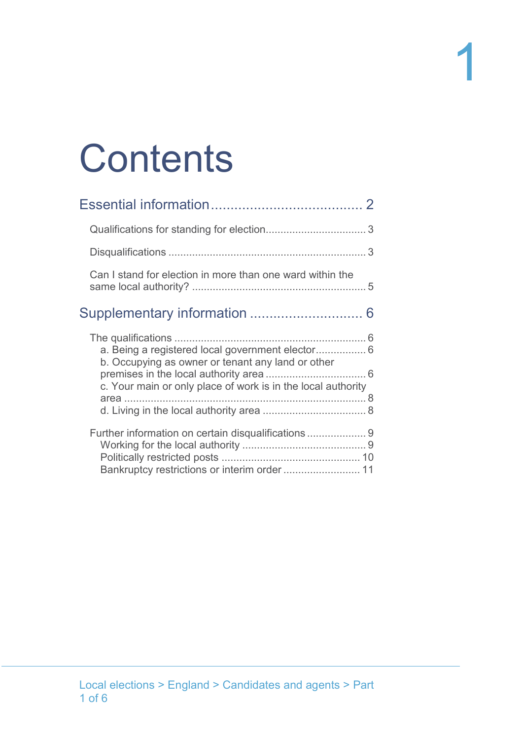# Contents

Essential information ....................................... 2

- Qualifications for standing for election................................. 3
- Disqualifications .................................................................. 3
- Can I stand for election in more than one ward within the same local authority? .......................................................... 5

Supplementary information ............................. 6

- The qualifications ................................................................ 6
  - a. Being a registered local government elector................. 6
  - b. Occupying as owner or tenant any land or other premises in the local authority area .................................. 6
  - c. Your main or only place of work is in the local authority area ................................................................................. 8
  - d. Living in the local authority area ................................... 8
- Further information on certain disqualifications .................... 9
  - Working for the local authority .......................................... 9
  - Politically restricted posts ............................................... 10
  - Bankruptcy restrictions or interim order .......................... 11

Local elections > England > Candidates and agents > Part 1 of 6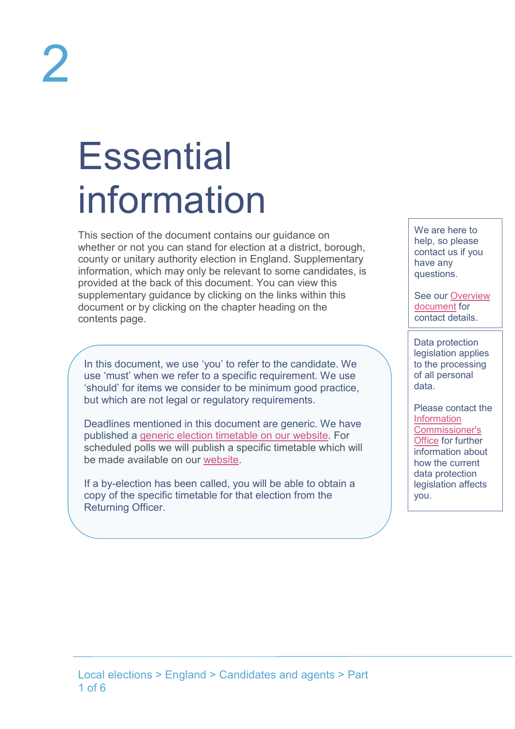2

# Essential information

This section of the document contains our guidance on whether or not you can stand for election at a district, borough, county or unitary authority election in England. Supplementary information, which may only be relevant to some candidates, is provided at the back of this document. You can view this supplementary guidance by clicking on the links within this document or by clicking on the chapter heading on the contents page.

In this document, we use ‘you’ to refer to the candidate. We use ‘must’ when we refer to a specific requirement. We use ‘should’ for items we consider to be minimum good practice, but which are not legal or regulatory requirements.

Deadlines mentioned in this document are generic. We have published a generic election timetable on our website. For scheduled polls we will publish a specific timetable which will be made available on our website.

If a by-election has been called, you will be able to obtain a copy of the specific timetable for that election from the Returning Officer.

We are here to help, so please contact us if you have any questions.

See our Overview document for contact details.

Data protection legislation applies to the processing of all personal data.

Please contact the Information Commissioner's Office for further information about how the current data protection legislation affects you.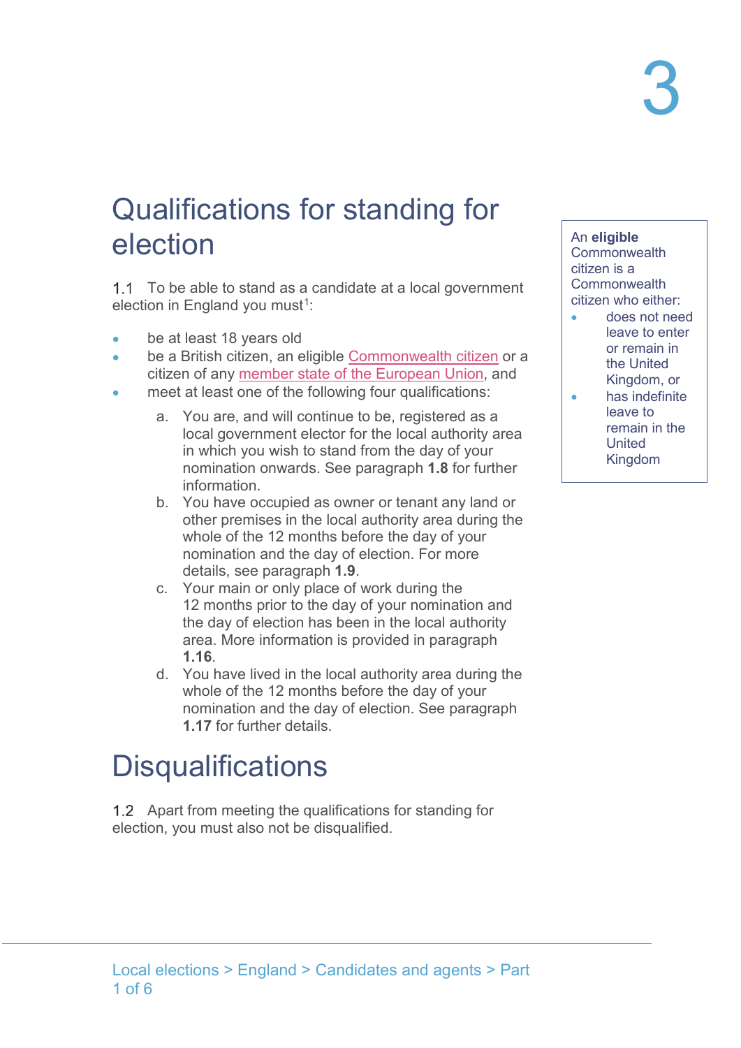# Qualifications for standing for election

1.1 To be able to stand as a candidate at a local government election in England you must[1]:

- be at least 18 years old
- be a British citizen, an eligible Commonwealth citizen or a citizen of any member state of the European Union, and
- meet at least one of the following four qualifications:

  a. You are, and will continue to be, registered as a local government elector for the local authority area in which you wish to stand from the day of your nomination onwards. See paragraph **1.8** for further information.
  
  b. You have occupied as owner or tenant any land or other premises in the local authority area during the whole of the 12 months before the day of your nomination and the day of election. For more details, see paragraph **1.9**.
  
  c. Your main or only place of work during the 12 months prior to the day of your nomination and the day of election has been in the local authority area. More information is provided in paragraph **1.16**.
  
  d. You have lived in the local authority area during the whole of the 12 months before the day of your nomination and the day of election. See paragraph **1.17** for further details.

An **eligible** Commonwealth citizen is a Commonwealth citizen who either:

- does not need leave to enter or remain in the United Kingdom, or
- has indefinite leave to remain in the United Kingdom

# Disqualifications

1.2 Apart from meeting the qualifications for standing for election, you must also not be disqualified.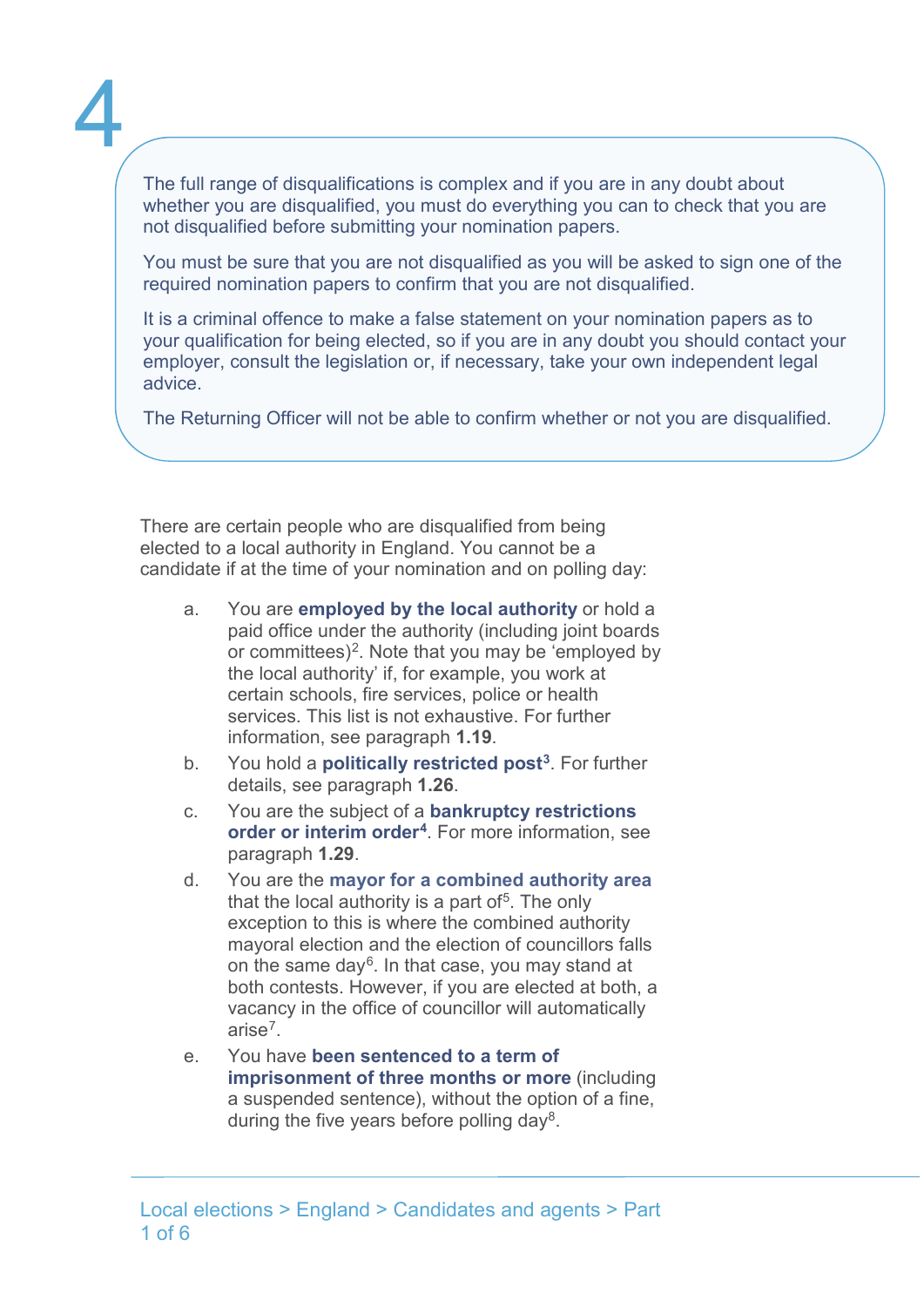4

The full range of disqualifications is complex and if you are in any doubt about whether you are disqualified, you must do everything you can to check that you are not disqualified before submitting your nomination papers.

You must be sure that you are not disqualified as you will be asked to sign one of the required nomination papers to confirm that you are not disqualified.

It is a criminal offence to make a false statement on your nomination papers as to your qualification for being elected, so if you are in any doubt you should contact your employer, consult the legislation or, if necessary, take your own independent legal advice.

The Returning Officer will not be able to confirm whether or not you are disqualified.

There are certain people who are disqualified from being elected to a local authority in England. You cannot be a candidate if at the time of your nomination and on polling day:

a. You are **employed by the local authority** or hold a paid office under the authority (including joint boards or committees)[2]. Note that you may be 'employed by the local authority' if, for example, you work at certain schools, fire services, police or health services. This list is not exhaustive. For further information, see paragraph **1.19**.

b. You hold a **politically restricted post**[3]. For further details, see paragraph **1.26**.

c. You are the subject of a **bankruptcy restrictions order or interim order**[4]. For more information, see paragraph **1.29**.

d. You are the **mayor for a combined authority area** that the local authority is a part of[5]. The only exception to this is where the combined authority mayoral election and the election of councillors falls on the same day[6]. In that case, you may stand at both contests. However, if you are elected at both, a vacancy in the office of councillor will automatically arise[7].

e. You have **been sentenced to a term of imprisonment of three months or more** (including a suspended sentence), without the option of a fine, during the five years before polling day[8].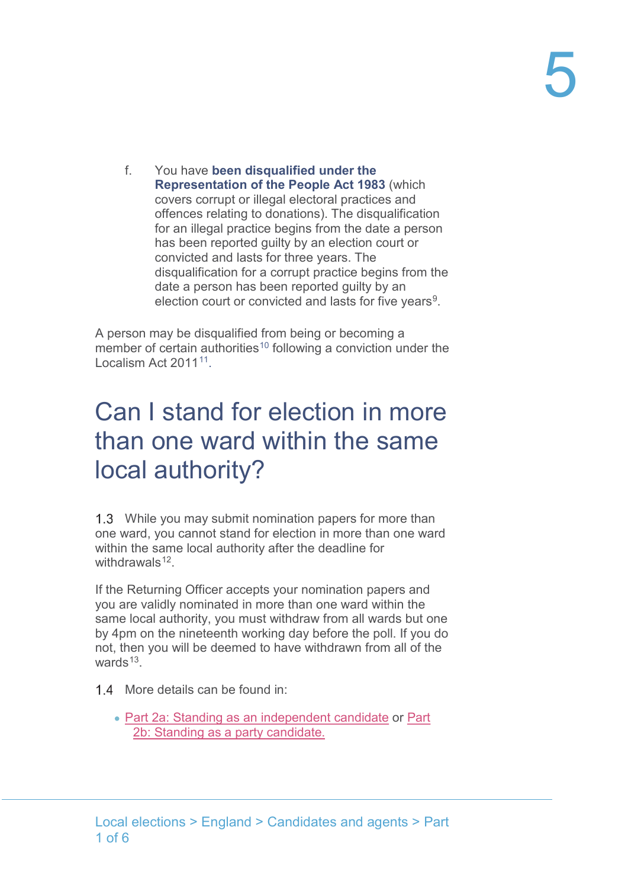f. You have **been disqualified under the Representation of the People Act 1983** (which covers corrupt or illegal electoral practices and offences relating to donations). The disqualification for an illegal practice begins from the date a person has been reported guilty by an election court or convicted and lasts for three years. The disqualification for a corrupt practice begins from the date a person has been reported guilty by an election court or convicted and lasts for five years[9].

A person may be disqualified from being or becoming a member of certain authorities[10] following a conviction under the Localism Act 2011[11].

# Can I stand for election in more than one ward within the same local authority?

1.3 While you may submit nomination papers for more than one ward, you cannot stand for election in more than one ward within the same local authority after the deadline for withdrawals[12].

If the Returning Officer accepts your nomination papers and you are validly nominated in more than one ward within the same local authority, you must withdraw from all wards but one by 4pm on the nineteenth working day before the poll. If you do not, then you will be deemed to have withdrawn from all of the wards[13].

1.4 More details can be found in:

- Part 2a: Standing as an independent candidate or Part 2b: Standing as a party candidate.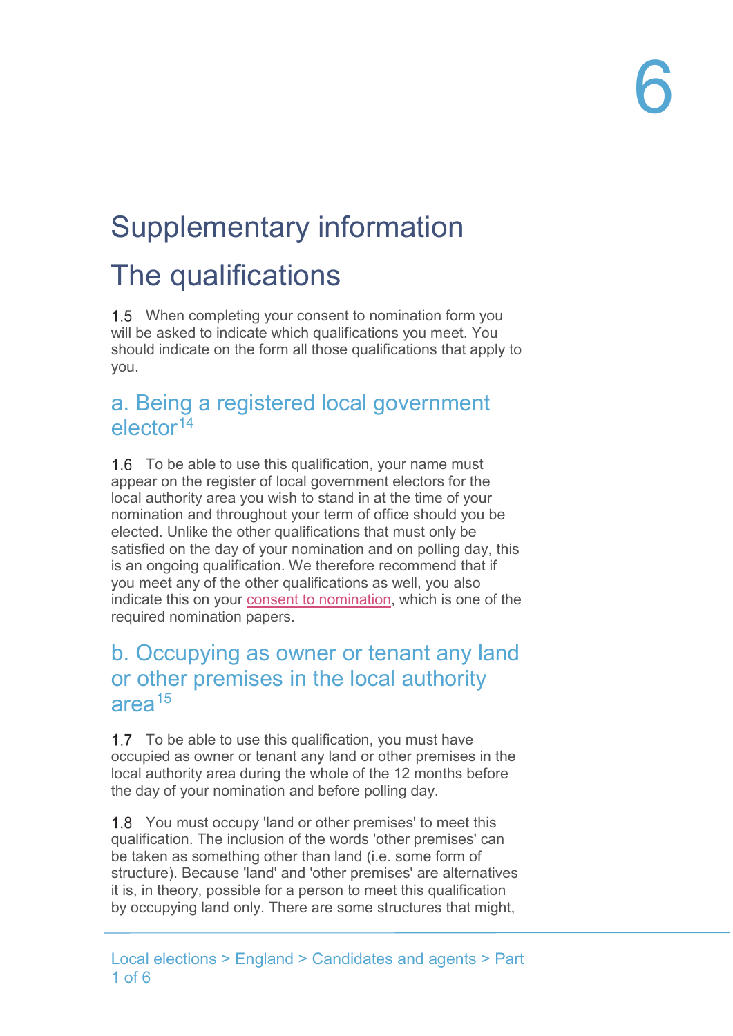# Supplementary information

## The qualifications

1.5 When completing your consent to nomination form you will be asked to indicate which qualifications you meet. You should indicate on the form all those qualifications that apply to you.

### a. Being a registered local government elector[14]

1.6 To be able to use this qualification, your name must appear on the register of local government electors for the local authority area you wish to stand in at the time of your nomination and throughout your term of office should you be elected. Unlike the other qualifications that must only be satisfied on the day of your nomination and on polling day, this is an ongoing qualification. We therefore recommend that if you meet any of the other qualifications as well, you also indicate this on your consent to nomination, which is one of the required nomination papers.

### b. Occupying as owner or tenant any land or other premises in the local authority area[15]

1.7 To be able to use this qualification, you must have occupied as owner or tenant any land or other premises in the local authority area during the whole of the 12 months before the day of your nomination and before polling day.

1.8 You must occupy 'land or other premises' to meet this qualification. The inclusion of the words 'other premises' can be taken as something other than land (i.e. some form of structure). Because 'land' and 'other premises' are alternatives it is, in theory, possible for a person to meet this qualification by occupying land only. There are some structures that might,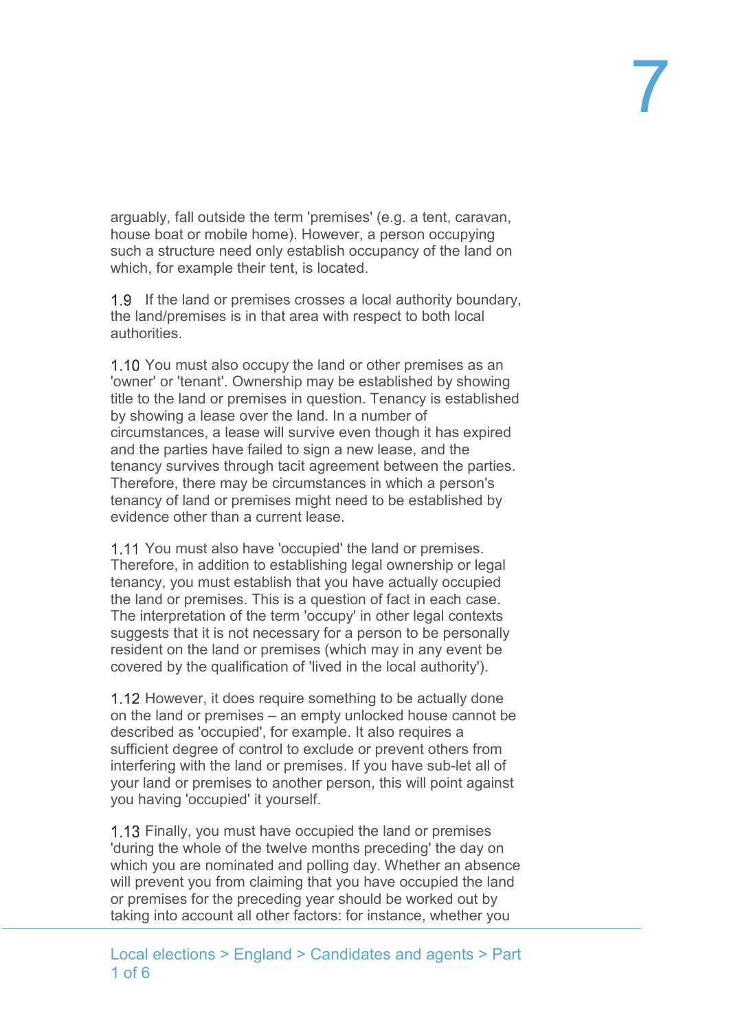arguably, fall outside the term 'premises' (e.g. a tent, caravan, house boat or mobile home). However, a person occupying such a structure need only establish occupancy of the land on which, for example their tent, is located.

1.9 If the land or premises crosses a local authority boundary, the land/premises is in that area with respect to both local authorities.

1.10 You must also occupy the land or other premises as an 'owner' or 'tenant'. Ownership may be established by showing title to the land or premises in question. Tenancy is established by showing a lease over the land. In a number of circumstances, a lease will survive even though it has expired and the parties have failed to sign a new lease, and the tenancy survives through tacit agreement between the parties. Therefore, there may be circumstances in which a person's tenancy of land or premises might need to be established by evidence other than a current lease.

1.11 You must also have 'occupied' the land or premises. Therefore, in addition to establishing legal ownership or legal tenancy, you must establish that you have actually occupied the land or premises. This is a question of fact in each case. The interpretation of the term 'occupy' in other legal contexts suggests that it is not necessary for a person to be personally resident on the land or premises (which may in any event be covered by the qualification of 'lived in the local authority').

1.12 However, it does require something to be actually done on the land or premises – an empty unlocked house cannot be described as 'occupied', for example. It also requires a sufficient degree of control to exclude or prevent others from interfering with the land or premises. If you have sub-let all of your land or premises to another person, this will point against you having 'occupied' it yourself.

1.13 Finally, you must have occupied the land or premises 'during the whole of the twelve months preceding' the day on which you are nominated and polling day. Whether an absence will prevent you from claiming that you have occupied the land or premises for the preceding year should be worked out by taking into account all other factors: for instance, whether you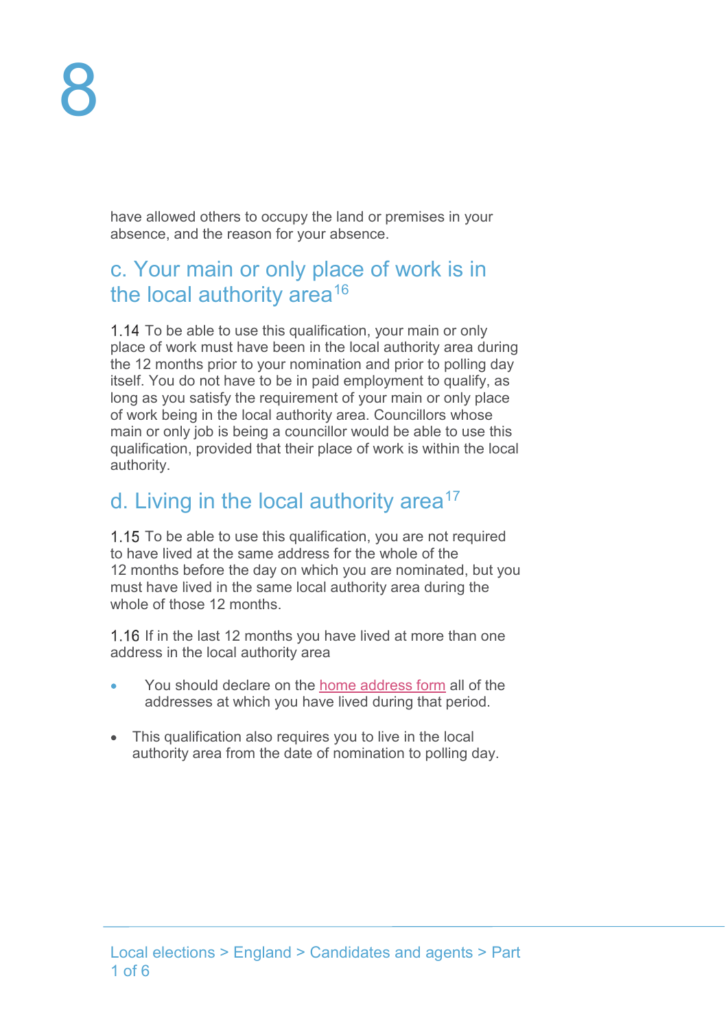have allowed others to occupy the land or premises in your absence, and the reason for your absence.

## c. Your main or only place of work is in the local authority area[16]

1.14 To be able to use this qualification, your main or only place of work must have been in the local authority area during the 12 months prior to your nomination and prior to polling day itself. You do not have to be in paid employment to qualify, as long as you satisfy the requirement of your main or only place of work being in the local authority area. Councillors whose main or only job is being a councillor would be able to use this qualification, provided that their place of work is within the local authority.

## d. Living in the local authority area[17]

1.15 To be able to use this qualification, you are not required to have lived at the same address for the whole of the 12 months before the day on which you are nominated, but you must have lived in the same local authority area during the whole of those 12 months.

1.16 If in the last 12 months you have lived at more than one address in the local authority area

- You should declare on the home address form all of the addresses at which you have lived during that period.
- This qualification also requires you to live in the local authority area from the date of nomination to polling day.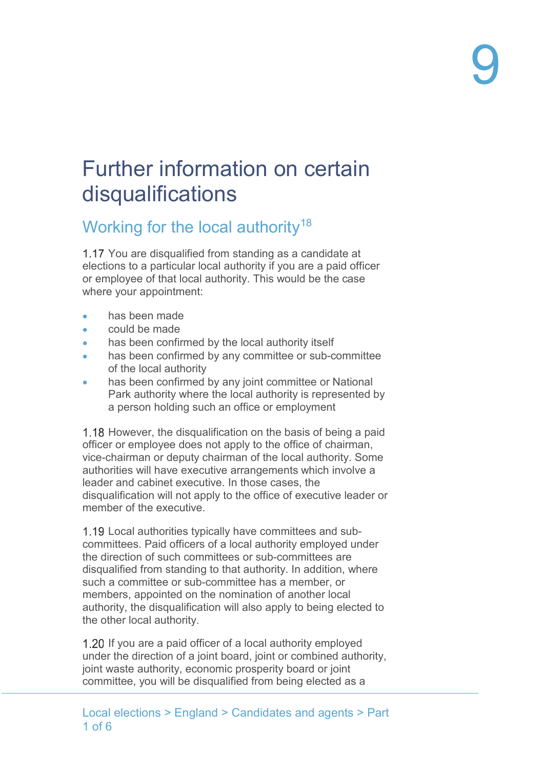# Further information on certain disqualifications

## Working for the local authority[18]

1.17 You are disqualified from standing as a candidate at elections to a particular local authority if you are a paid officer or employee of that local authority. This would be the case where your appointment:

- has been made
- could be made
- has been confirmed by the local authority itself
- has been confirmed by any committee or sub-committee of the local authority
- has been confirmed by any joint committee or National Park authority where the local authority is represented by a person holding such an office or employment

1.18 However, the disqualification on the basis of being a paid officer or employee does not apply to the office of chairman, vice-chairman or deputy chairman of the local authority. Some authorities will have executive arrangements which involve a leader and cabinet executive. In those cases, the disqualification will not apply to the office of executive leader or member of the executive.

1.19 Local authorities typically have committees and sub-committees. Paid officers of a local authority employed under the direction of such committees or sub-committees are disqualified from standing to that authority. In addition, where such a committee or sub-committee has a member, or members, appointed on the nomination of another local authority, the disqualification will also apply to being elected to the other local authority.

1.20 If you are a paid officer of a local authority employed under the direction of a joint board, joint or combined authority, joint waste authority, economic prosperity board or joint committee, you will be disqualified from being elected as a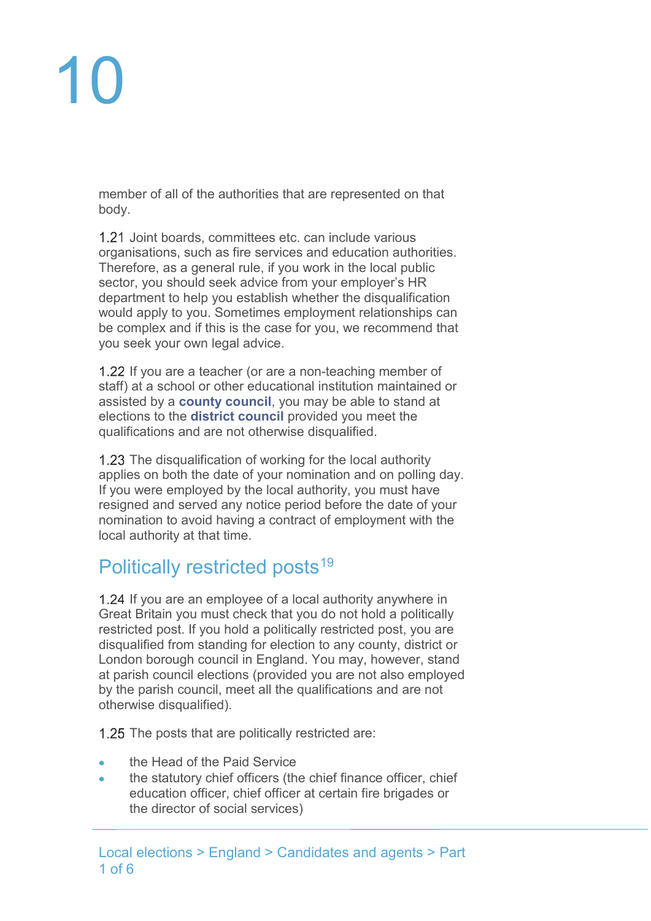member of all of the authorities that are represented on that body.

1.21 Joint boards, committees etc. can include various organisations, such as fire services and education authorities. Therefore, as a general rule, if you work in the local public sector, you should seek advice from your employer's HR department to help you establish whether the disqualification would apply to you. Sometimes employment relationships can be complex and if this is the case for you, we recommend that you seek your own legal advice.

1.22 If you are a teacher (or are a non-teaching member of staff) at a school or other educational institution maintained or assisted by a **county council**, you may be able to stand at elections to the **district council** provided you meet the qualifications and are not otherwise disqualified.

1.23 The disqualification of working for the local authority applies on both the date of your nomination and on polling day. If you were employed by the local authority, you must have resigned and served any notice period before the date of your nomination to avoid having a contract of employment with the local authority at that time.

## Politically restricted posts[19]

1.24 If you are an employee of a local authority anywhere in Great Britain you must check that you do not hold a politically restricted post. If you hold a politically restricted post, you are disqualified from standing for election to any county, district or London borough council in England. You may, however, stand at parish council elections (provided you are not also employed by the parish council, meet all the qualifications and are not otherwise disqualified).

1.25 The posts that are politically restricted are:

- the Head of the Paid Service
- the statutory chief officers (the chief finance officer, chief education officer, chief officer at certain fire brigades or the director of social services)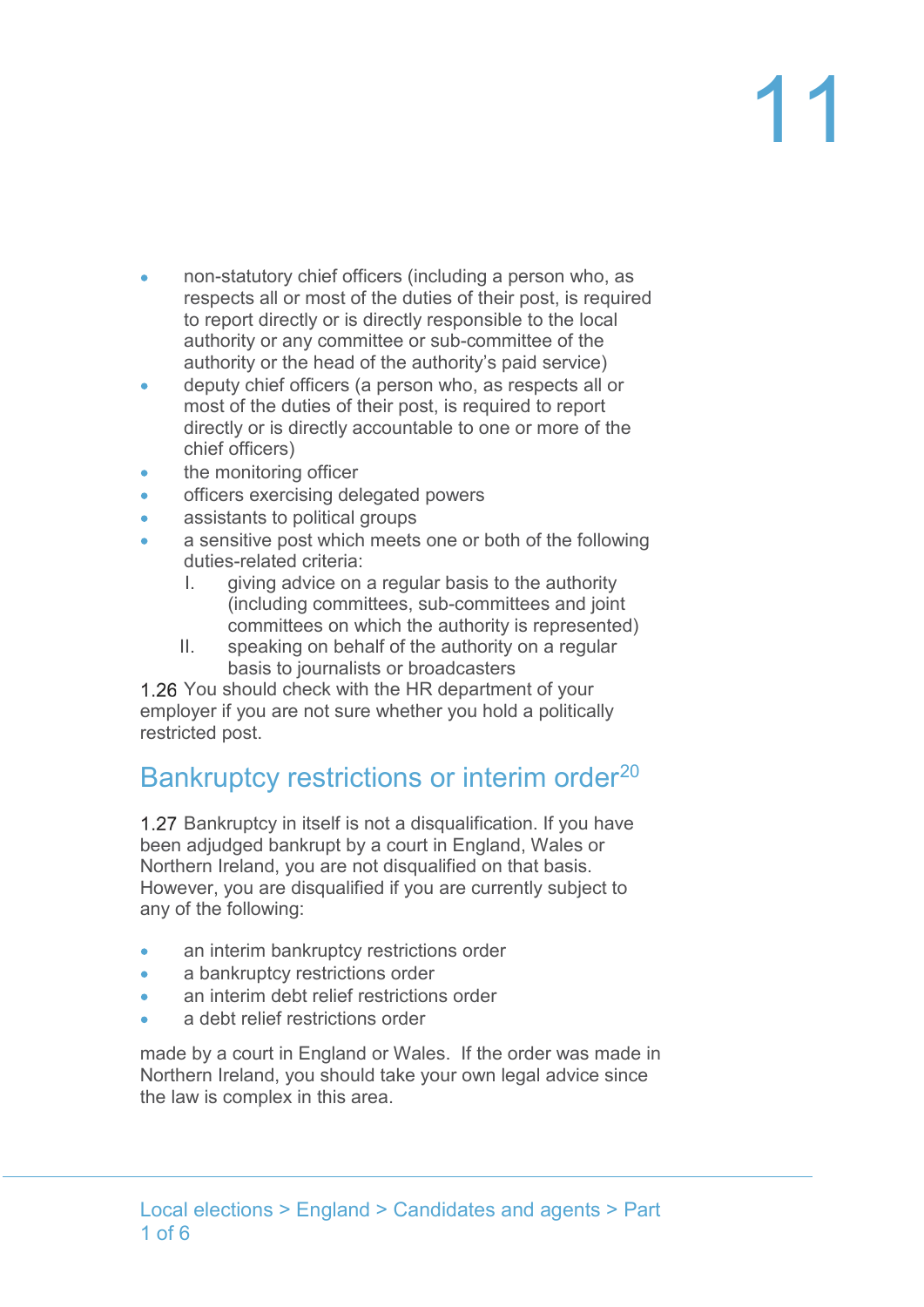- non-statutory chief officers (including a person who, as respects all or most of the duties of their post, is required to report directly or is directly responsible to the local authority or any committee or sub-committee of the authority or the head of the authority's paid service)
- deputy chief officers (a person who, as respects all or most of the duties of their post, is required to report directly or is directly accountable to one or more of the chief officers)
- the monitoring officer
- officers exercising delegated powers
- assistants to political groups
- a sensitive post which meets one or both of the following duties-related criteria:
  - I. giving advice on a regular basis to the authority (including committees, sub-committees and joint committees on which the authority is represented)
  - II. speaking on behalf of the authority on a regular basis to journalists or broadcasters

1.26 You should check with the HR department of your employer if you are not sure whether you hold a politically restricted post.

## Bankruptcy restrictions or interim order[20]

1.27 Bankruptcy in itself is not a disqualification. If you have been adjudged bankrupt by a court in England, Wales or Northern Ireland, you are not disqualified on that basis. However, you are disqualified if you are currently subject to any of the following:

- an interim bankruptcy restrictions order
- a bankruptcy restrictions order
- an interim debt relief restrictions order
- a debt relief restrictions order

made by a court in England or Wales. If the order was made in Northern Ireland, you should take your own legal advice since the law is complex in this area.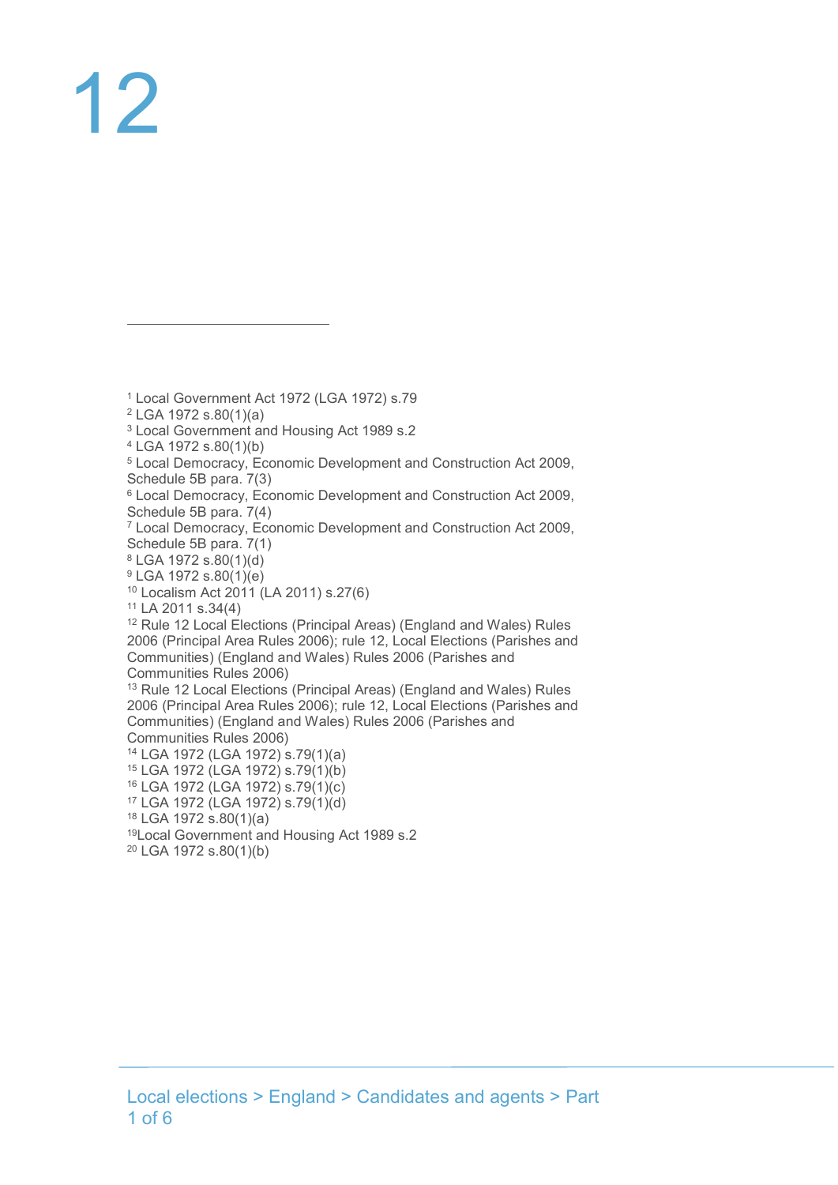[1] Local Government Act 1972 (LGA 1972) s.79
[2] LGA 1972 s.80(1)(a)
[3] Local Government and Housing Act 1989 s.2
[4] LGA 1972 s.80(1)(b)
[5] Local Democracy, Economic Development and Construction Act 2009, Schedule 5B para. 7(3)
[6] Local Democracy, Economic Development and Construction Act 2009, Schedule 5B para. 7(4)
[7] Local Democracy, Economic Development and Construction Act 2009, Schedule 5B para. 7(1)
[8] LGA 1972 s.80(1)(d)
[9] LGA 1972 s.80(1)(e)
[10] Localism Act 2011 (LA 2011) s.27(6)
[11] LA 2011 s.34(4)
[12] Rule 12 Local Elections (Principal Areas) (England and Wales) Rules 2006 (Principal Area Rules 2006); rule 12, Local Elections (Parishes and Communities) (England and Wales) Rules 2006 (Parishes and Communities Rules 2006)
[13] Rule 12 Local Elections (Principal Areas) (England and Wales) Rules 2006 (Principal Area Rules 2006); rule 12, Local Elections (Parishes and Communities) (England and Wales) Rules 2006 (Parishes and Communities Rules 2006)
[14] LGA 1972 (LGA 1972) s.79(1)(a)
[15] LGA 1972 (LGA 1972) s.79(1)(b)
[16] LGA 1972 (LGA 1972) s.79(1)(c)
[17] LGA 1972 (LGA 1972) s.79(1)(d)
[18] LGA 1972 s.80(1)(a)
[19] Local Government and Housing Act 1989 s.2
[20] LGA 1972 s.80(1)(b)